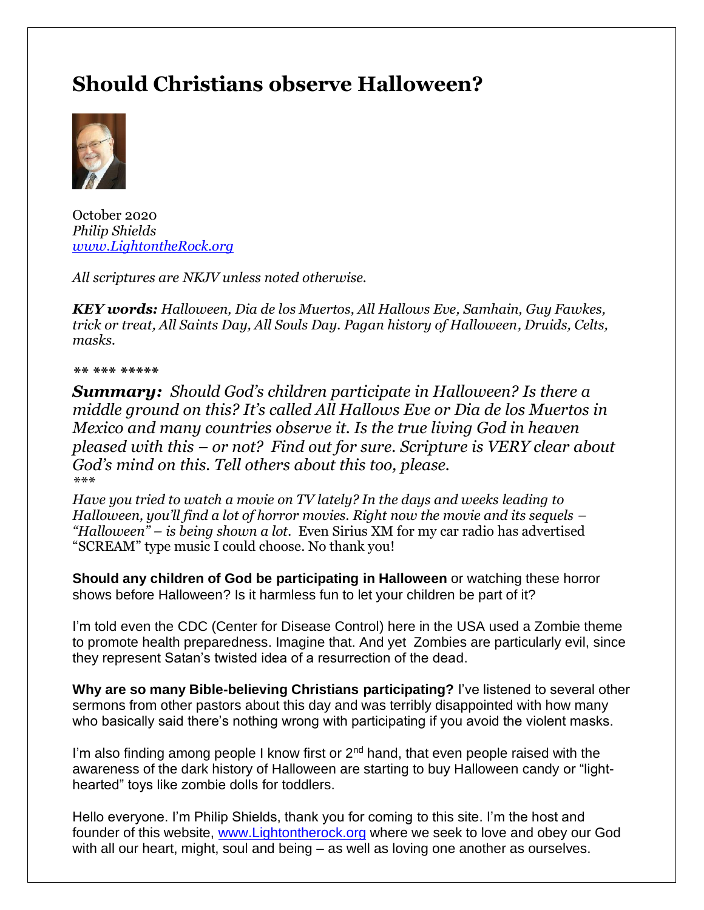# Should Christians observe Halloween?

October 2020
*Philip Shields*
*[www.LightontheRock.org](http://www.LightontheRock.org)*

*All scriptures are NKJV unless noted otherwise.*

***KEY words:*** *Halloween, Dia de los Muertos, All Hallows Eve, Samhain, Guy Fawkes, trick or treat, All Saints Day, All Souls Day. Pagan history of Halloween, Druids, Celts, masks.*

*** *** *****

***Summary:*** *Should God's children participate in Halloween? Is there a middle ground on this? It's called All Hallows Eve or Dia de los Muertos in Mexico and many countries observe it. Is the true living God in heaven pleased with this – or not? Find out for sure. Scripture is VERY clear about God's mind on this. Tell others about this too, please.*
****

*Have you tried to watch a movie on TV lately? In the days and weeks leading to Halloween, you'll find a lot of horror movies. Right now the movie and its sequels – "Halloween" – is being shown a lot.* Even Sirius XM for my car radio has advertised "SCREAM" type music I could choose. No thank you!

**Should any children of God be participating in Halloween** or watching these horror shows before Halloween? Is it harmless fun to let your children be part of it?

I'm told even the CDC (Center for Disease Control) here in the USA used a Zombie theme to promote health preparedness. Imagine that. And yet Zombies are particularly evil, since they represent Satan's twisted idea of a resurrection of the dead.

**Why are so many Bible-believing Christians participating?** I've listened to several other sermons from other pastors about this day and was terribly disappointed with how many who basically said there's nothing wrong with participating if you avoid the violent masks.

I'm also finding among people I know first or 2nd hand, that even people raised with the awareness of the dark history of Halloween are starting to buy Halloween candy or "light-hearted" toys like zombie dolls for toddlers.

Hello everyone. I'm Philip Shields, thank you for coming to this site. I'm the host and founder of this website, [www.Lightontherock.org](http://www.Lightontherock.org) where we seek to love and obey our God with all our heart, might, soul and being – as well as loving one another as ourselves.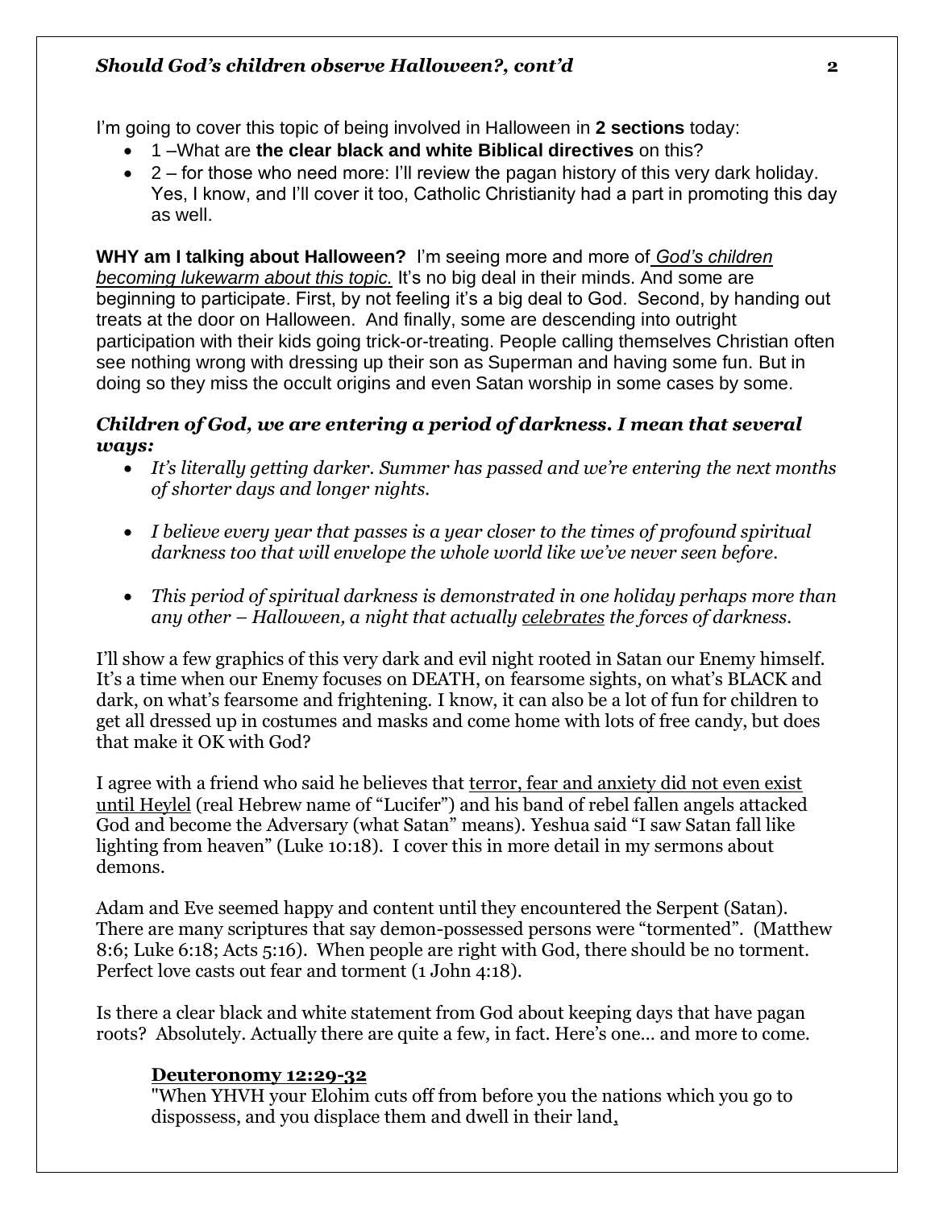I'm going to cover this topic of being involved in Halloween in **2 sections** today:

- 1 –What are **the clear black and white Biblical directives** on this?
- 2 – for those who need more: I'll review the pagan history of this very dark holiday. Yes, I know, and I'll cover it too, Catholic Christianity had a part in promoting this day as well.

**WHY am I talking about Halloween?** I'm seeing more and more of *God's children becoming lukewarm about this topic.* It's no big deal in their minds. And some are beginning to participate. First, by not feeling it's a big deal to God. Second, by handing out treats at the door on Halloween. And finally, some are descending into outright participation with their kids going trick-or-treating. People calling themselves Christian often see nothing wrong with dressing up their son as Superman and having some fun. But in doing so they miss the occult origins and even Satan worship in some cases by some.

***Children of God, we are entering a period of darkness. I mean that several ways:***

- *It's literally getting darker. Summer has passed and we're entering the next months of shorter days and longer nights.*
- *I believe every year that passes is a year closer to the times of profound spiritual darkness too that will envelope the whole world like we've never seen before.*
- *This period of spiritual darkness is demonstrated in one holiday perhaps more than any other – Halloween, a night that actually celebrates the forces of darkness.*

I'll show a few graphics of this very dark and evil night rooted in Satan our Enemy himself. It's a time when our Enemy focuses on DEATH, on fearsome sights, on what's BLACK and dark, on what's fearsome and frightening. I know, it can also be a lot of fun for children to get all dressed up in costumes and masks and come home with lots of free candy, but does that make it OK with God?

I agree with a friend who said he believes that terror, fear and anxiety did not even exist until Heylel (real Hebrew name of "Lucifer") and his band of rebel fallen angels attacked God and become the Adversary (what Satan" means). Yeshua said "I saw Satan fall like lighting from heaven" (Luke 10:18). I cover this in more detail in my sermons about demons.

Adam and Eve seemed happy and content until they encountered the Serpent (Satan). There are many scriptures that say demon-possessed persons were "tormented". (Matthew 8:6; Luke 6:18; Acts 5:16). When people are right with God, there should be no torment. Perfect love casts out fear and torment (1 John 4:18).

Is there a clear black and white statement from God about keeping days that have pagan roots? Absolutely. Actually there are quite a few, in fact. Here's one… and more to come.

**Deuteronomy 12:29-32**

"When YHVH your Elohim cuts off from before you the nations which you go to dispossess, and you displace them and dwell in their land,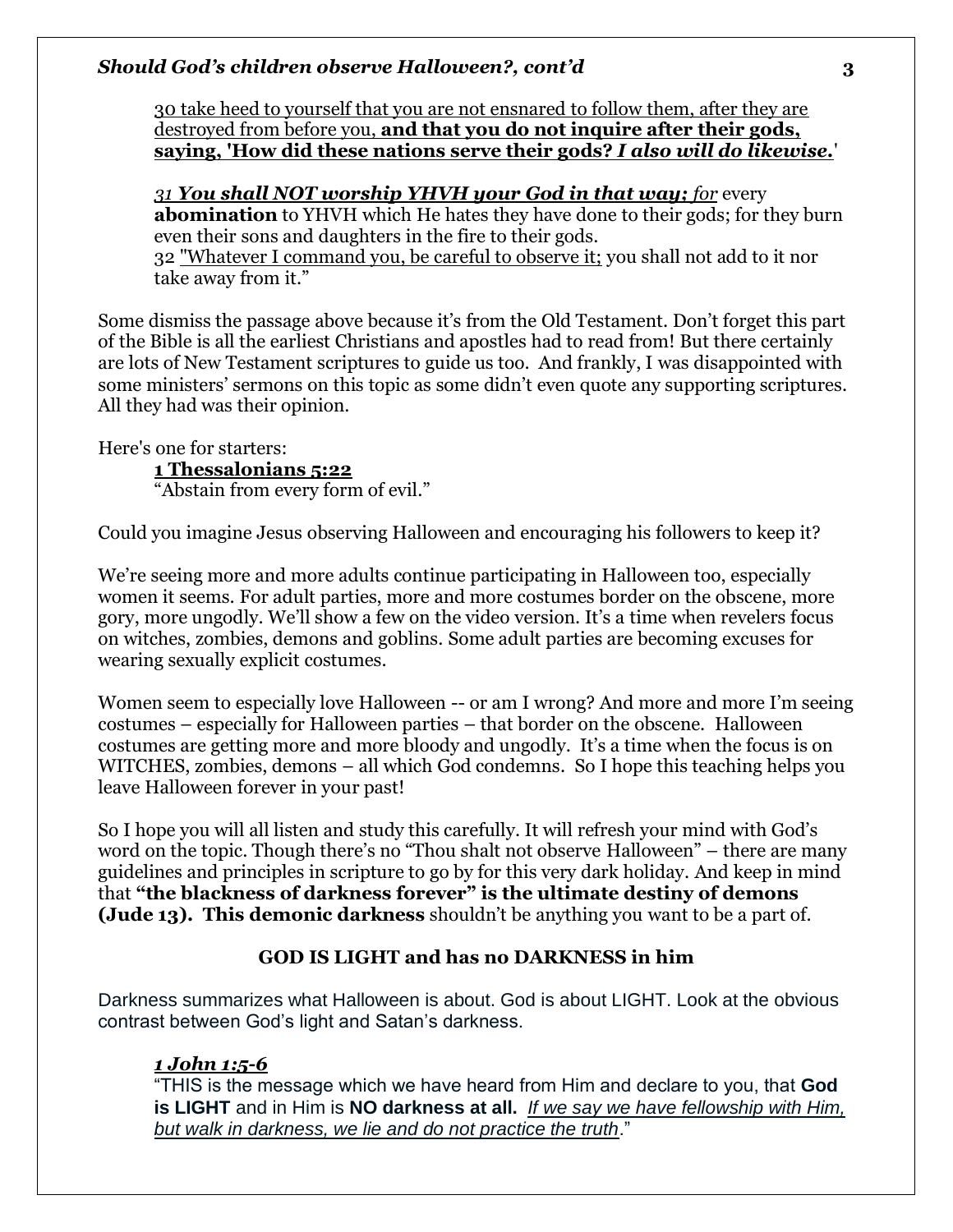30 take heed to yourself that you are not ensnared to follow them, after they are destroyed from before you, **and that you do not inquire after their gods, saying, 'How did these nations serve their gods? *I also will do likewise.*'**

***31 You shall NOT worship YHVH your God in that way; for*** every **abomination** to YHVH which He hates they have done to their gods; for they burn even their sons and daughters in the fire to their gods.
32 "Whatever I command you, be careful to observe it; you shall not add to it nor take away from it."

Some dismiss the passage above because it's from the Old Testament. Don't forget this part of the Bible is all the earliest Christians and apostles had to read from! But there certainly are lots of New Testament scriptures to guide us too. And frankly, I was disappointed with some ministers' sermons on this topic as some didn't even quote any supporting scriptures. All they had was their opinion.

Here's one for starters:

**1 Thessalonians 5:22**
"Abstain from every form of evil."

Could you imagine Jesus observing Halloween and encouraging his followers to keep it?

We're seeing more and more adults continue participating in Halloween too, especially women it seems. For adult parties, more and more costumes border on the obscene, more gory, more ungodly. We'll show a few on the video version. It's a time when revelers focus on witches, zombies, demons and goblins. Some adult parties are becoming excuses for wearing sexually explicit costumes.

Women seem to especially love Halloween -- or am I wrong? And more and more I'm seeing costumes – especially for Halloween parties – that border on the obscene. Halloween costumes are getting more and more bloody and ungodly. It's a time when the focus is on WITCHES, zombies, demons – all which God condemns. So I hope this teaching helps you leave Halloween forever in your past!

So I hope you will all listen and study this carefully. It will refresh your mind with God's word on the topic. Though there's no "Thou shalt not observe Halloween" – there are many guidelines and principles in scripture to go by for this very dark holiday. And keep in mind that **"the blackness of darkness forever" is the ultimate destiny of demons (Jude 13). This demonic darkness** shouldn't be anything you want to be a part of.

## GOD IS LIGHT and has no DARKNESS in him

Darkness summarizes what Halloween is about. God is about LIGHT. Look at the obvious contrast between God's light and Satan's darkness.

***1 John 1:5-6***
"THIS is the message which we have heard from Him and declare to you, that **God is LIGHT** and in Him is **NO darkness at all.** *If we say we have fellowship with Him, but walk in darkness, we lie and do not practice the truth*."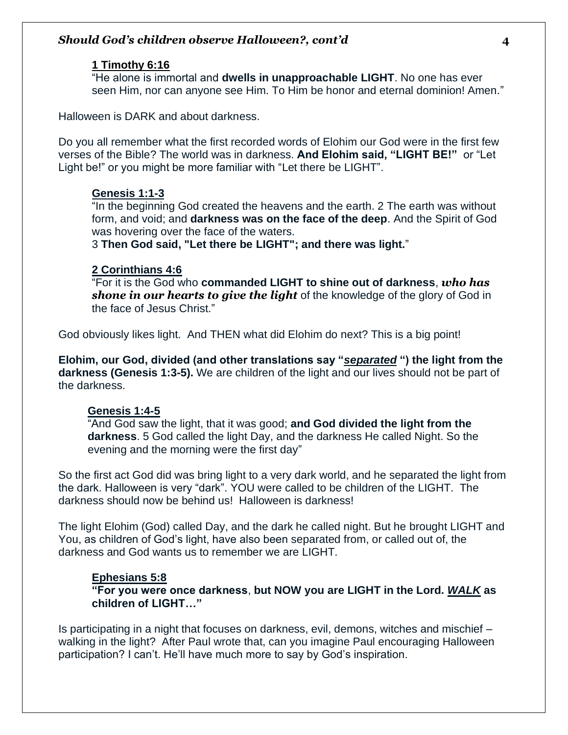**1 Timothy 6:16**

"He alone is immortal and **dwells in unapproachable LIGHT**. No one has ever seen Him, nor can anyone see Him. To Him be honor and eternal dominion! Amen."

Halloween is DARK and about darkness.

Do you all remember what the first recorded words of Elohim our God were in the first few verses of the Bible? The world was in darkness. **And Elohim said, "LIGHT BE!"** or "Let Light be!" or you might be more familiar with "Let there be LIGHT".

**Genesis 1:1-3**

"In the beginning God created the heavens and the earth. 2 The earth was without form, and void; and **darkness was on the face of the deep**. And the Spirit of God was hovering over the face of the waters.
3 **Then God said, "Let there be LIGHT"; and there was light.**"

**2 Corinthians 4:6**

"For it is the God who **commanded LIGHT to shine out of darkness**, ***who has shone in our hearts to give the light*** of the knowledge of the glory of God in the face of Jesus Christ."

God obviously likes light. And THEN what did Elohim do next? This is a big point!

**Elohim, our God, divided (and other translations say "*separated*") the light from the darkness (Genesis 1:3-5).** We are children of the light and our lives should not be part of the darkness.

**Genesis 1:4-5**

"And God saw the light, that it was good; **and God divided the light from the darkness**. 5 God called the light Day, and the darkness He called Night. So the evening and the morning were the first day"

So the first act God did was bring light to a very dark world, and he separated the light from the dark. Halloween is very "dark". YOU were called to be children of the LIGHT. The darkness should now be behind us! Halloween is darkness!

The light Elohim (God) called Day, and the dark he called night. But he brought LIGHT and You, as children of God's light, have also been separated from, or called out of, the darkness and God wants us to remember we are LIGHT.

**Ephesians 5:8**

**"For you were once darkness, but NOW you are LIGHT in the Lord. *WALK* as children of LIGHT…"**

Is participating in a night that focuses on darkness, evil, demons, witches and mischief – walking in the light? After Paul wrote that, can you imagine Paul encouraging Halloween participation? I can't. He'll have much more to say by God's inspiration.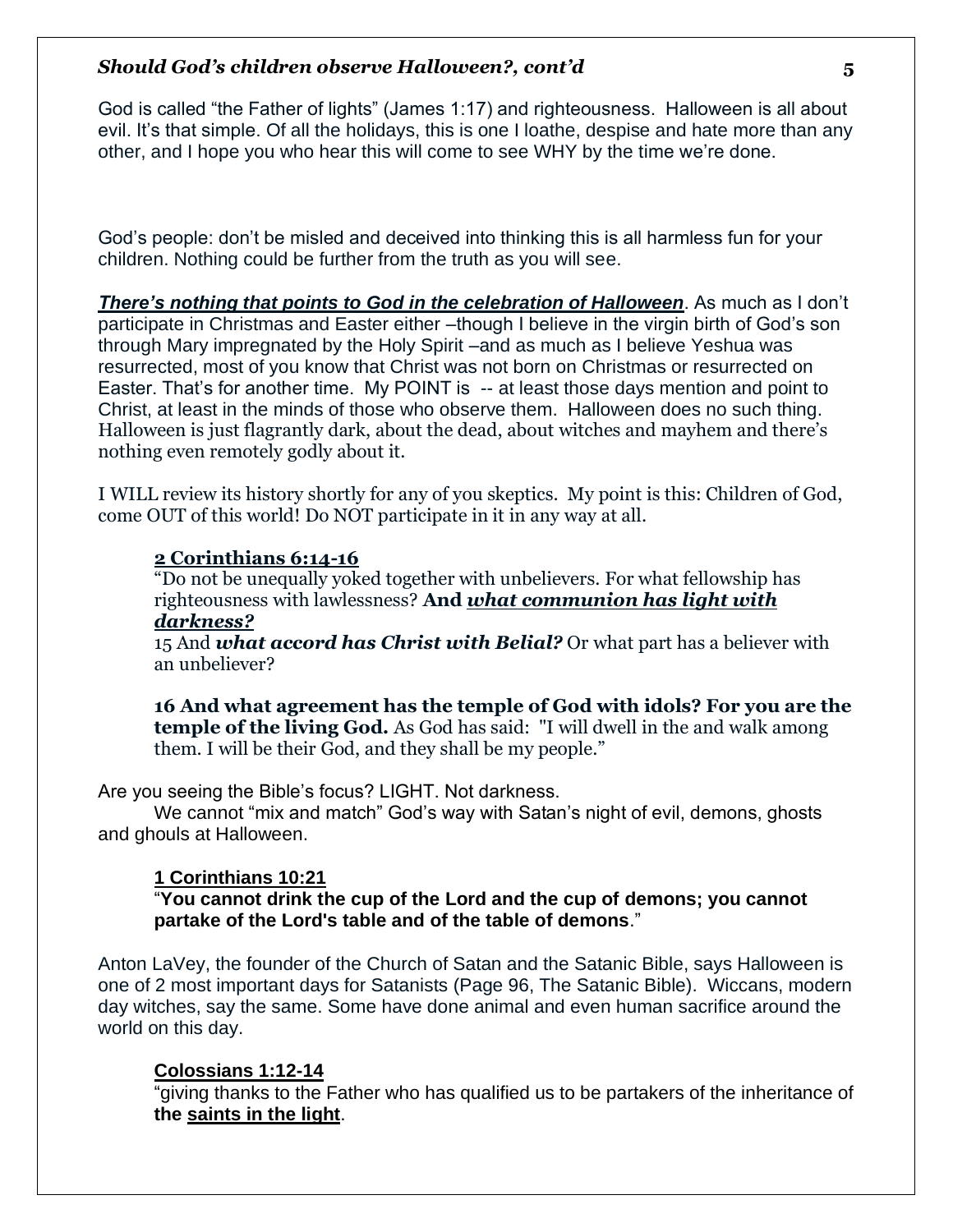God is called "the Father of lights" (James 1:17) and righteousness. Halloween is all about evil. It's that simple. Of all the holidays, this is one I loathe, despise and hate more than any other, and I hope you who hear this will come to see WHY by the time we're done.

God's people: don't be misled and deceived into thinking this is all harmless fun for your children. Nothing could be further from the truth as you will see.

***There's nothing that points to God in the celebration of Halloween***. As much as I don't participate in Christmas and Easter either –though I believe in the virgin birth of God's son through Mary impregnated by the Holy Spirit –and as much as I believe Yeshua was resurrected, most of you know that Christ was not born on Christmas or resurrected on Easter. That's for another time. My POINT is -- at least those days mention and point to Christ, at least in the minds of those who observe them. Halloween does no such thing. Halloween is just flagrantly dark, about the dead, about witches and mayhem and there's nothing even remotely godly about it.

I WILL review its history shortly for any of you skeptics. My point is this: Children of God, come OUT of this world! Do NOT participate in it in any way at all.

> **2 Corinthians 6:14-16**
> "Do not be unequally yoked together with unbelievers. For what fellowship has righteousness with lawlessness? **And *what communion has light with darkness?***
> 15 And ***what accord has Christ with Belial?*** Or what part has a believer with an unbeliever?
>
> **16 And what agreement has the temple of God with idols? For you are the temple of the living God.** As God has said: "I will dwell in the and walk among them. I will be their God, and they shall be my people."

Are you seeing the Bible's focus? LIGHT. Not darkness.

We cannot "mix and match" God's way with Satan's night of evil, demons, ghosts and ghouls at Halloween.

> **1 Corinthians 10:21**
> "**You cannot drink the cup of the Lord and the cup of demons; you cannot partake of the Lord's table and of the table of demons**."

Anton LaVey, the founder of the Church of Satan and the Satanic Bible, says Halloween is one of 2 most important days for Satanists (Page 96, The Satanic Bible). Wiccans, modern day witches, say the same. Some have done animal and even human sacrifice around the world on this day.

> **Colossians 1:12-14**
> "giving thanks to the Father who has qualified us to be partakers of the inheritance of **the saints in the light**.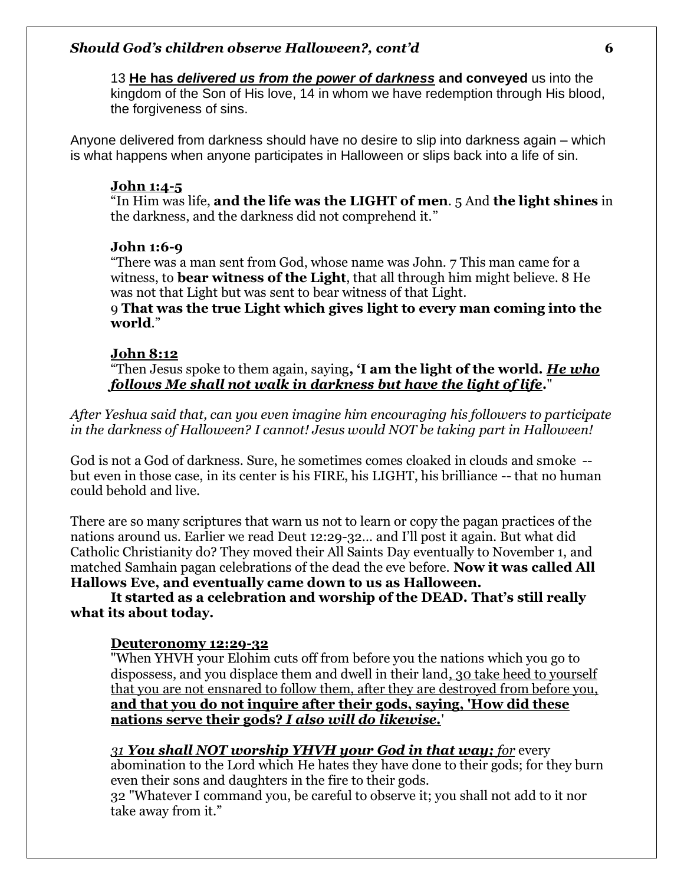13 **<u>He has *delivered us from the power of darkness*</u> and conveyed** us into the kingdom of the Son of His love, 14 in whom we have redemption through His blood, the forgiveness of sins.

Anyone delivered from darkness should have no desire to slip into darkness again – which is what happens when anyone participates in Halloween or slips back into a life of sin.

**<u>John 1:4-5</u>**
"In Him was life, **and the life was the LIGHT of men**. 5 And **the light shines** in the darkness, and the darkness did not comprehend it."

**John 1:6-9**
"There was a man sent from God, whose name was John. 7 This man came for a witness, to **bear witness of the Light**, that all through him might believe. 8 He was not that Light but was sent to bear witness of that Light.
9 **That was the true Light which gives light to every man coming into the world**."

**<u>John 8:12</u>**
"Then Jesus spoke to them again, saying**, 'I am the light of the world. *<u>He who follows Me shall not walk in darkness but have the light of life</u>*.**"

*After Yeshua said that, can you even imagine him encouraging his followers to participate in the darkness of Halloween? I cannot! Jesus would NOT be taking part in Halloween!*

God is not a God of darkness. Sure, he sometimes comes cloaked in clouds and smoke -- but even in those case, in its center is his FIRE, his LIGHT, his brilliance -- that no human could behold and live.

There are so many scriptures that warn us not to learn or copy the pagan practices of the nations around us. Earlier we read Deut 12:29-32… and I'll post it again. But what did Catholic Christianity do? They moved their All Saints Day eventually to November 1, and matched Samhain pagan celebrations of the dead the eve before. **Now it was called All Hallows Eve, and eventually came down to us as Halloween.**

**It started as a celebration and worship of the DEAD. That's still really what its about today.**

**<u>Deuteronomy 12:29-32</u>**
"When YHVH your Elohim cuts off from before you the nations which you go to dispossess, and you displace them and dwell in their land<u>, 30 take heed to yourself that you are not ensnared to follow them, after they are destroyed from before you,</u> **<u>and that you do not inquire after their gods, saying, 'How did these nations serve their gods? *I also will do likewise.*</u>**'

***<u>31 You shall NOT worship YHVH your God in that way;</u>*** *<u>for</u>* every abomination to the Lord which He hates they have done to their gods; for they burn even their sons and daughters in the fire to their gods.
32 "Whatever I command you, be careful to observe it; you shall not add to it nor take away from it."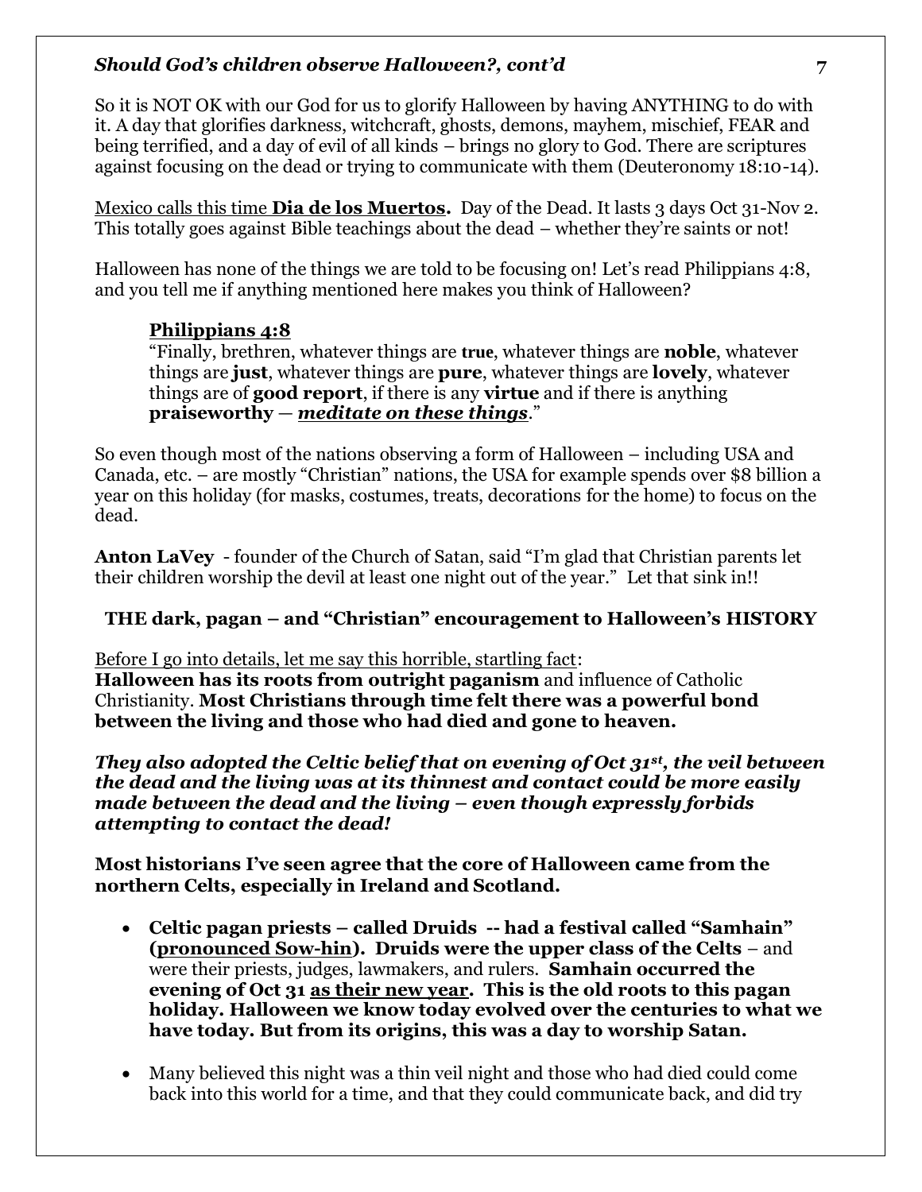So it is NOT OK with our God for us to glorify Halloween by having ANYTHING to do with it. A day that glorifies darkness, witchcraft, ghosts, demons, mayhem, mischief, FEAR and being terrified, and a day of evil of all kinds – brings no glory to God. There are scriptures against focusing on the dead or trying to communicate with them (Deuteronomy 18:10-14).

Mexico calls this time **Dia de los Muertos.** Day of the Dead. It lasts 3 days Oct 31-Nov 2. This totally goes against Bible teachings about the dead – whether they're saints or not!

Halloween has none of the things we are told to be focusing on! Let's read Philippians 4:8, and you tell me if anything mentioned here makes you think of Halloween?

> **Philippians 4:8**
> "Finally, brethren, whatever things are **true**, whatever things are **noble**, whatever things are **just**, whatever things are **pure**, whatever things are **lovely**, whatever things are of **good report**, if there is any **virtue** and if there is anything **praiseworthy** — ***meditate on these things***."

So even though most of the nations observing a form of Halloween – including USA and Canada, etc. – are mostly "Christian" nations, the USA for example spends over $8 billion a year on this holiday (for masks, costumes, treats, decorations for the home) to focus on the dead.

**Anton LaVey** - founder of the Church of Satan, said "I'm glad that Christian parents let their children worship the devil at least one night out of the year." Let that sink in!!

**THE dark, pagan – and "Christian" encouragement to Halloween's HISTORY**

Before I go into details, let me say this horrible, startling fact:
**Halloween has its roots from outright paganism** and influence of Catholic Christianity. **Most Christians through time felt there was a powerful bond between the living and those who had died and gone to heaven.**

***They also adopted the Celtic belief that on evening of Oct 31st, the veil between the dead and the living was at its thinnest and contact could be more easily made between the dead and the living – even though expressly forbids attempting to contact the dead!***

**Most historians I've seen agree that the core of Halloween came from the northern Celts, especially in Ireland and Scotland.**

- **Celtic pagan priests – called Druids -- had a festival called "Samhain" (pronounced Sow-hin). Druids were the upper class of the Celts** – and were their priests, judges, lawmakers, and rulers. **Samhain occurred the evening of Oct 31 as their new year. This is the old roots to this pagan holiday. Halloween we know today evolved over the centuries to what we have today. But from its origins, this was a day to worship Satan.**
- Many believed this night was a thin veil night and those who had died could come back into this world for a time, and that they could communicate back, and did try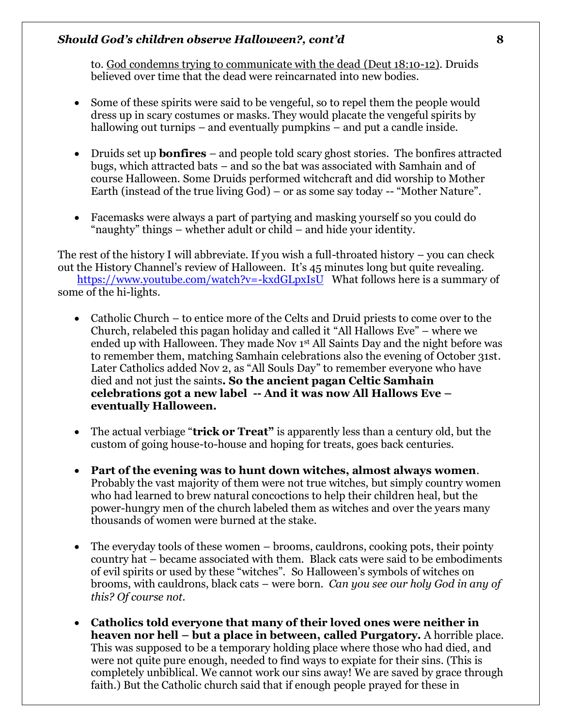to. <u>God condemns trying to communicate with the dead (Deut 18:10-12)</u>. Druids believed over time that the dead were reincarnated into new bodies.

- Some of these spirits were said to be vengeful, so to repel them the people would dress up in scary costumes or masks. They would placate the vengeful spirits by hallowing out turnips – and eventually pumpkins – and put a candle inside.

- Druids set up **bonfires** – and people told scary ghost stories. The bonfires attracted bugs, which attracted bats – and so the bat was associated with Samhain and of course Halloween. Some Druids performed witchcraft and did worship to Mother Earth (instead of the true living God) – or as some say today -- "Mother Nature".

- Facemasks were always a part of partying and masking yourself so you could do "naughty" things – whether adult or child – and hide your identity.

The rest of the history I will abbreviate. If you wish a full-throated history – you can check out the History Channel's review of Halloween. It's 45 minutes long but quite revealing. https://www.youtube.com/watch?v=-kxdGLpxIsU What follows here is a summary of some of the hi-lights.

- Catholic Church – to entice more of the Celts and Druid priests to come over to the Church, relabeled this pagan holiday and called it "All Hallows Eve" – where we ended up with Halloween. They made Nov 1st All Saints Day and the night before was to remember them, matching Samhain celebrations also the evening of October 31st. Later Catholics added Nov 2, as "All Souls Day" to remember everyone who have died and not just the saints**. So the ancient pagan Celtic Samhain celebrations got a new label -- And it was now All Hallows Eve – eventually Halloween.**

- The actual verbiage "**trick or Treat"** is apparently less than a century old, but the custom of going house-to-house and hoping for treats, goes back centuries.

- **Part of the evening was to hunt down witches, almost always women**. Probably the vast majority of them were not true witches, but simply country women who had learned to brew natural concoctions to help their children heal, but the power-hungry men of the church labeled them as witches and over the years many thousands of women were burned at the stake.

- The everyday tools of these women – brooms, cauldrons, cooking pots, their pointy country hat – became associated with them. Black cats were said to be embodiments of evil spirits or used by these "witches". So Halloween's symbols of witches on brooms, with cauldrons, black cats – were born. *Can you see our holy God in any of this? Of course not.*

- **Catholics told everyone that many of their loved ones were neither in heaven nor hell – but a place in between, called Purgatory.** A horrible place. This was supposed to be a temporary holding place where those who had died, and were not quite pure enough, needed to find ways to expiate for their sins. (This is completely unbiblical. We cannot work our sins away! We are saved by grace through faith.) But the Catholic church said that if enough people prayed for these in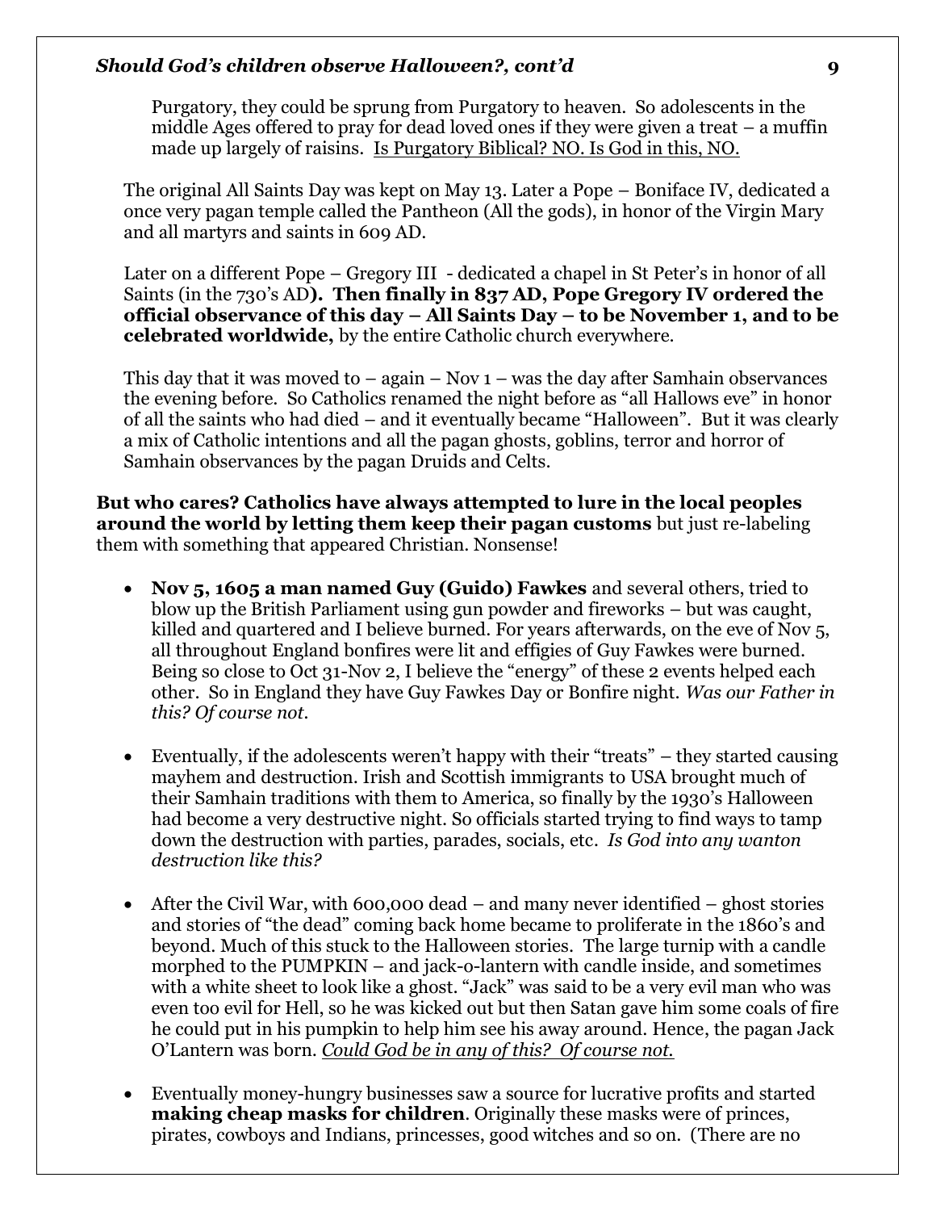Purgatory, they could be sprung from Purgatory to heaven. So adolescents in the middle Ages offered to pray for dead loved ones if they were given a treat – a muffin made up largely of raisins. <u>Is Purgatory Biblical? NO. Is God in this, NO.</u>

The original All Saints Day was kept on May 13. Later a Pope – Boniface IV, dedicated a once very pagan temple called the Pantheon (All the gods), in honor of the Virgin Mary and all martyrs and saints in 609 AD.

Later on a different Pope – Gregory III - dedicated a chapel in St Peter's in honor of all Saints (in the 730's AD**). Then finally in 837 AD, Pope Gregory IV ordered the official observance of this day – All Saints Day – to be November 1, and to be celebrated worldwide,** by the entire Catholic church everywhere.

This day that it was moved to – again – Nov 1 – was the day after Samhain observances the evening before. So Catholics renamed the night before as "all Hallows eve" in honor of all the saints who had died – and it eventually became "Halloween". But it was clearly a mix of Catholic intentions and all the pagan ghosts, goblins, terror and horror of Samhain observances by the pagan Druids and Celts.

**But who cares? Catholics have always attempted to lure in the local peoples around the world by letting them keep their pagan customs** but just re-labeling them with something that appeared Christian. Nonsense!

- **Nov 5, 1605 a man named Guy (Guido) Fawkes** and several others, tried to blow up the British Parliament using gun powder and fireworks – but was caught, killed and quartered and I believe burned. For years afterwards, on the eve of Nov 5, all throughout England bonfires were lit and effigies of Guy Fawkes were burned. Being so close to Oct 31-Nov 2, I believe the "energy" of these 2 events helped each other. So in England they have Guy Fawkes Day or Bonfire night. *Was our Father in this? Of course not.*

- Eventually, if the adolescents weren't happy with their "treats" – they started causing mayhem and destruction. Irish and Scottish immigrants to USA brought much of their Samhain traditions with them to America, so finally by the 1930's Halloween had become a very destructive night. So officials started trying to find ways to tamp down the destruction with parties, parades, socials, etc. *Is God into any wanton destruction like this?*

- After the Civil War, with 600,000 dead – and many never identified – ghost stories and stories of "the dead" coming back home became to proliferate in the 1860's and beyond. Much of this stuck to the Halloween stories. The large turnip with a candle morphed to the PUMPKIN – and jack-o-lantern with candle inside, and sometimes with a white sheet to look like a ghost. "Jack" was said to be a very evil man who was even too evil for Hell, so he was kicked out but then Satan gave him some coals of fire he could put in his pumpkin to help him see his away around. Hence, the pagan Jack O'Lantern was born. <u>*Could God be in any of this? Of course not.*</u>

- Eventually money-hungry businesses saw a source for lucrative profits and started **making cheap masks for children**. Originally these masks were of princes, pirates, cowboys and Indians, princesses, good witches and so on. (There are no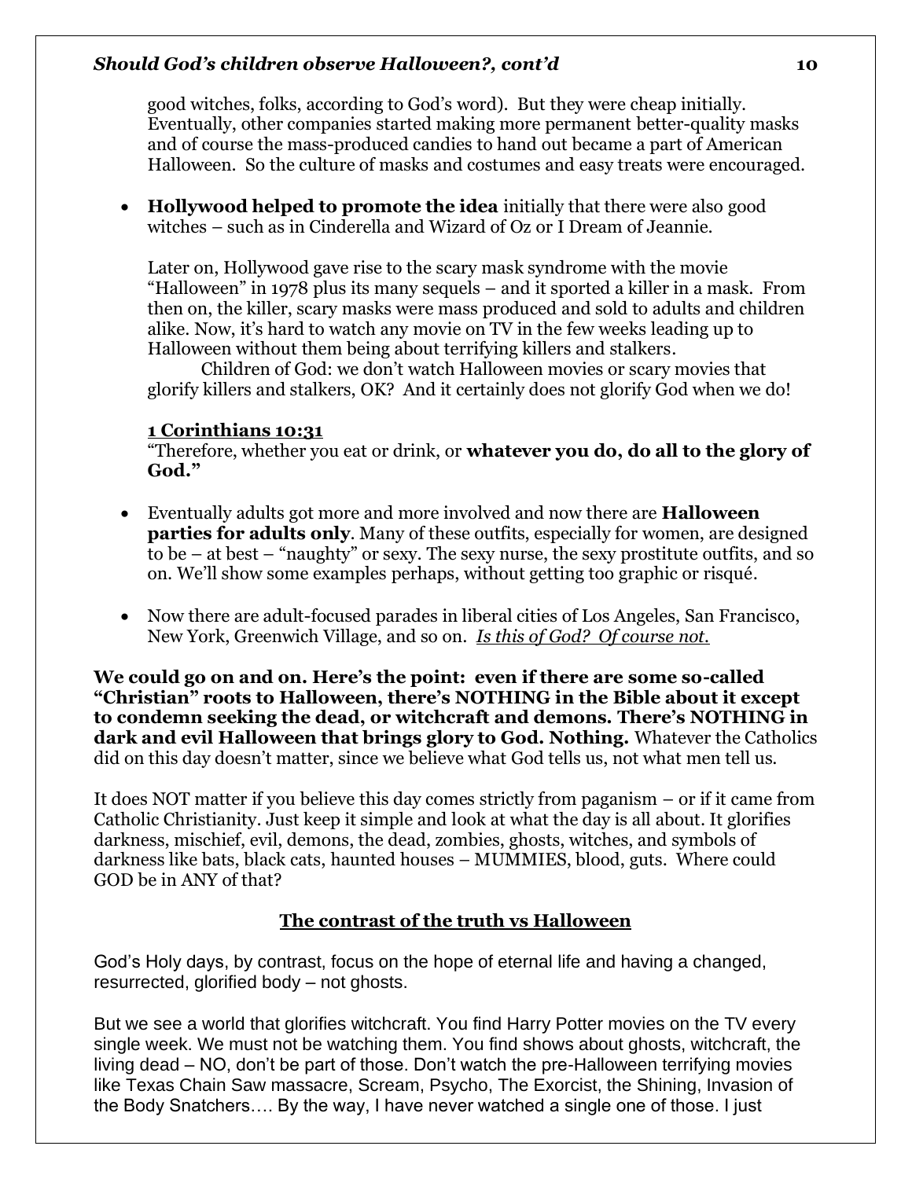good witches, folks, according to God's word). But they were cheap initially. Eventually, other companies started making more permanent better-quality masks and of course the mass-produced candies to hand out became a part of American Halloween. So the culture of masks and costumes and easy treats were encouraged.

- **Hollywood helped to promote the idea** initially that there were also good witches – such as in Cinderella and Wizard of Oz or I Dream of Jeannie.

  Later on, Hollywood gave rise to the scary mask syndrome with the movie "Halloween" in 1978 plus its many sequels – and it sported a killer in a mask. From then on, the killer, scary masks were mass produced and sold to adults and children alike. Now, it's hard to watch any movie on TV in the few weeks leading up to Halloween without them being about terrifying killers and stalkers.

  Children of God: we don't watch Halloween movies or scary movies that glorify killers and stalkers, OK? And it certainly does not glorify God when we do!

  **1 Corinthians 10:31**
  "Therefore, whether you eat or drink, or **whatever you do, do all to the glory of God."**

- Eventually adults got more and more involved and now there are **Halloween parties for adults only**. Many of these outfits, especially for women, are designed to be – at best – "naughty" or sexy. The sexy nurse, the sexy prostitute outfits, and so on. We'll show some examples perhaps, without getting too graphic or risqué.

- Now there are adult-focused parades in liberal cities of Los Angeles, San Francisco, New York, Greenwich Village, and so on. *Is this of God? Of course not.*

**We could go on and on. Here's the point: even if there are some so-called "Christian" roots to Halloween, there's NOTHING in the Bible about it except to condemn seeking the dead, or witchcraft and demons. There's NOTHING in dark and evil Halloween that brings glory to God. Nothing.** Whatever the Catholics did on this day doesn't matter, since we believe what God tells us, not what men tell us.

It does NOT matter if you believe this day comes strictly from paganism – or if it came from Catholic Christianity. Just keep it simple and look at what the day is all about. It glorifies darkness, mischief, evil, demons, the dead, zombies, ghosts, witches, and symbols of darkness like bats, black cats, haunted houses – MUMMIES, blood, guts. Where could GOD be in ANY of that?

## The contrast of the truth vs Halloween

God's Holy days, by contrast, focus on the hope of eternal life and having a changed, resurrected, glorified body – not ghosts.

But we see a world that glorifies witchcraft. You find Harry Potter movies on the TV every single week. We must not be watching them. You find shows about ghosts, witchcraft, the living dead – NO, don't be part of those. Don't watch the pre-Halloween terrifying movies like Texas Chain Saw massacre, Scream, Psycho, The Exorcist, the Shining, Invasion of the Body Snatchers…. By the way, I have never watched a single one of those. I just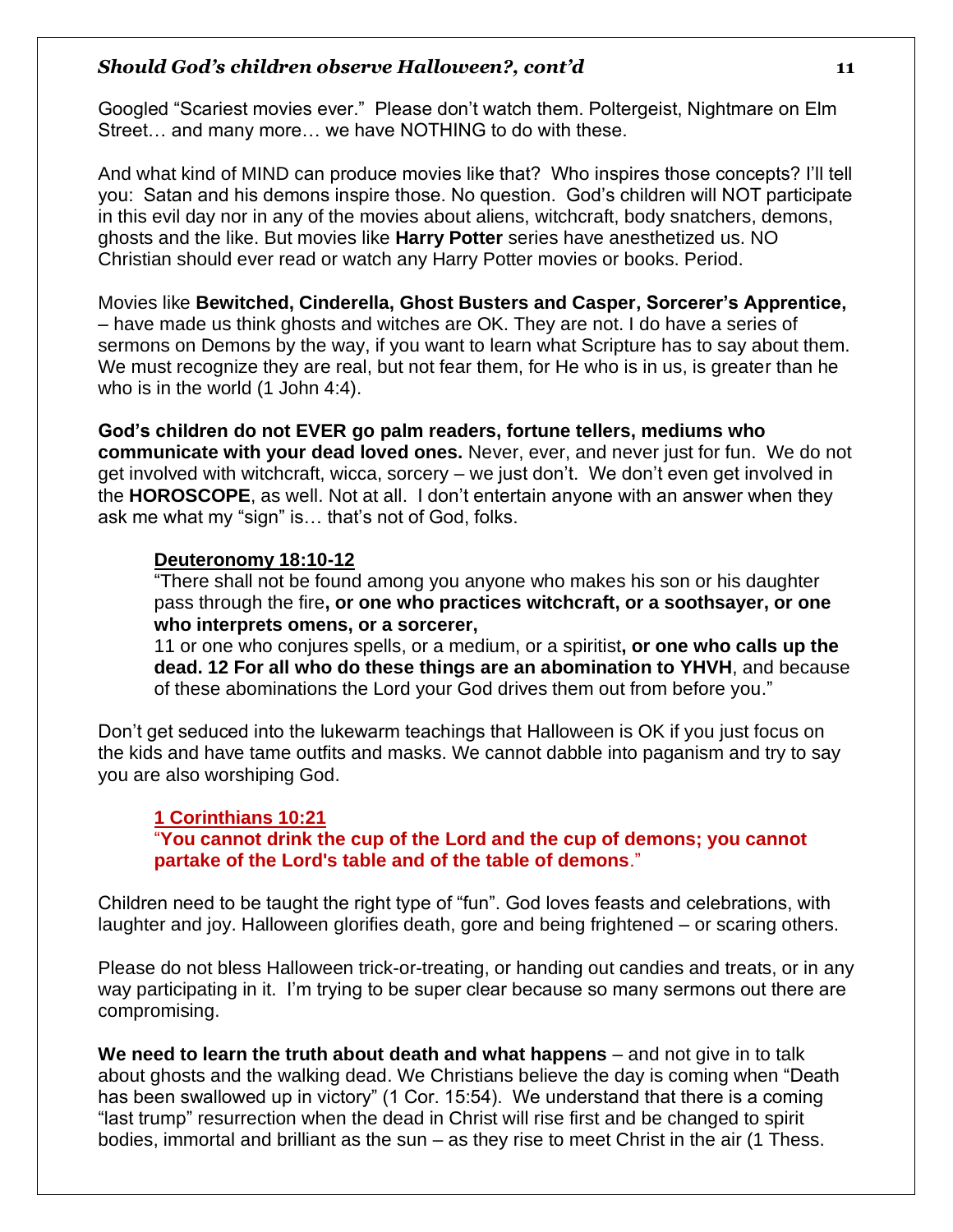Googled "Scariest movies ever." Please don't watch them. Poltergeist, Nightmare on Elm Street… and many more… we have NOTHING to do with these.

And what kind of MIND can produce movies like that? Who inspires those concepts? I'll tell you: Satan and his demons inspire those. No question. God's children will NOT participate in this evil day nor in any of the movies about aliens, witchcraft, body snatchers, demons, ghosts and the like. But movies like **Harry Potter** series have anesthetized us. NO Christian should ever read or watch any Harry Potter movies or books. Period.

Movies like **Bewitched, Cinderella, Ghost Busters and Casper, Sorcerer's Apprentice,** – have made us think ghosts and witches are OK. They are not. I do have a series of sermons on Demons by the way, if you want to learn what Scripture has to say about them. We must recognize they are real, but not fear them, for He who is in us, is greater than he who is in the world (1 John 4:4).

**God's children do not EVER go palm readers, fortune tellers, mediums who communicate with your dead loved ones.** Never, ever, and never just for fun. We do not get involved with witchcraft, wicca, sorcery – we just don't. We don't even get involved in the **HOROSCOPE**, as well. Not at all. I don't entertain anyone with an answer when they ask me what my "sign" is… that's not of God, folks.

> **Deuteronomy 18:10-12**
> "There shall not be found among you anyone who makes his son or his daughter pass through the fire**, or one who practices witchcraft, or a soothsayer, or one who interprets omens, or a sorcerer,**
> 11 or one who conjures spells, or a medium, or a spiritist**, or one who calls up the dead. 12 For all who do these things are an abomination to YHVH**, and because of these abominations the Lord your God drives them out from before you."

Don't get seduced into the lukewarm teachings that Halloween is OK if you just focus on the kids and have tame outfits and masks. We cannot dabble into paganism and try to say you are also worshiping God.

> **1 Corinthians 10:21**
> "**You cannot drink the cup of the Lord and the cup of demons; you cannot partake of the Lord's table and of the table of demons**."

Children need to be taught the right type of "fun". God loves feasts and celebrations, with laughter and joy. Halloween glorifies death, gore and being frightened – or scaring others.

Please do not bless Halloween trick-or-treating, or handing out candies and treats, or in any way participating in it. I'm trying to be super clear because so many sermons out there are compromising.

**We need to learn the truth about death and what happens** – and not give in to talk about ghosts and the walking dead. We Christians believe the day is coming when "Death has been swallowed up in victory" (1 Cor. 15:54). We understand that there is a coming "last trump" resurrection when the dead in Christ will rise first and be changed to spirit bodies, immortal and brilliant as the sun – as they rise to meet Christ in the air (1 Thess.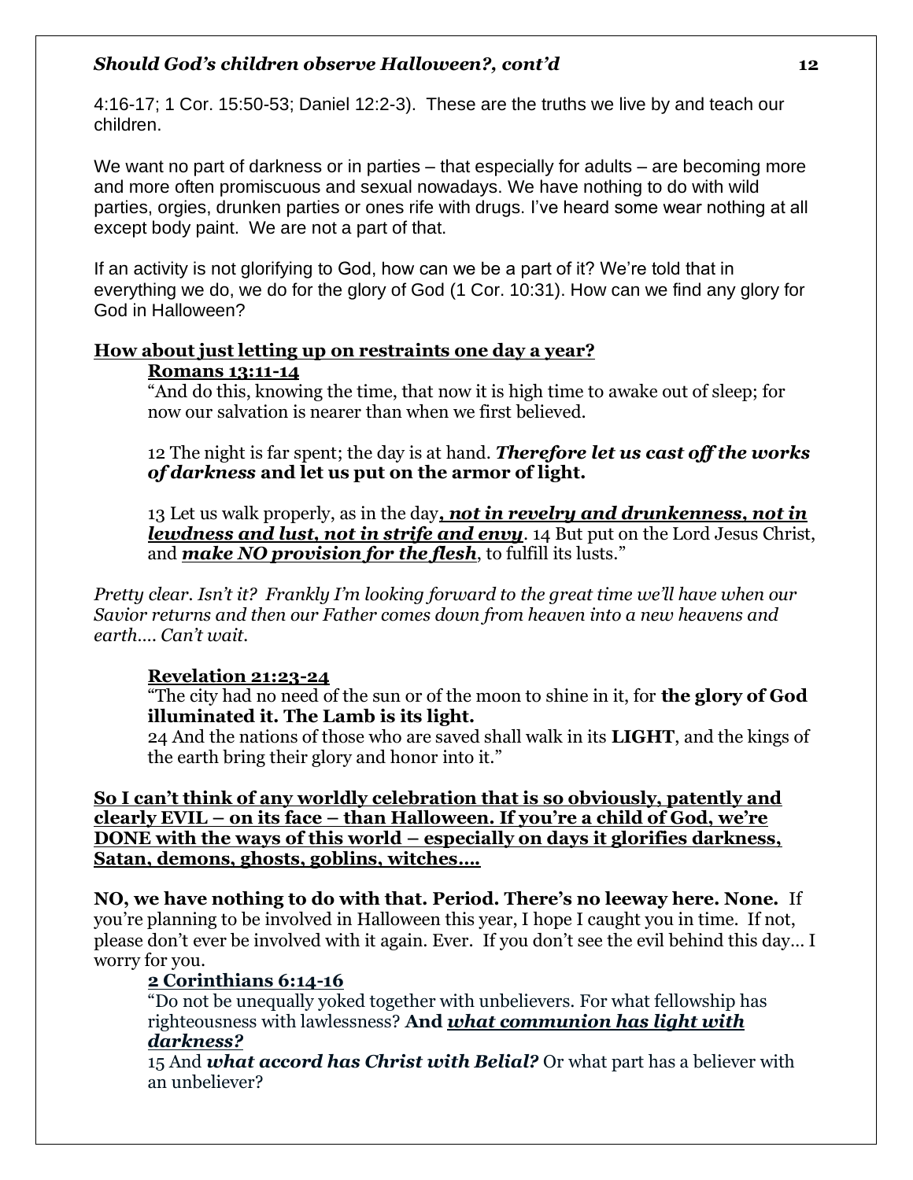4:16-17; 1 Cor. 15:50-53; Daniel 12:2-3). These are the truths we live by and teach our children.

We want no part of darkness or in parties – that especially for adults – are becoming more and more often promiscuous and sexual nowadays. We have nothing to do with wild parties, orgies, drunken parties or ones rife with drugs. I've heard some wear nothing at all except body paint. We are not a part of that.

If an activity is not glorifying to God, how can we be a part of it? We're told that in everything we do, we do for the glory of God (1 Cor. 10:31). How can we find any glory for God in Halloween?

**<u>How about just letting up on restraints one day a year?</u>**

**<u>Romans 13:11-14</u>**

"And do this, knowing the time, that now it is high time to awake out of sleep; for now our salvation is nearer than when we first believed.

12 The night is far spent; the day is at hand. ***Therefore let us cast off the works of darkness*** **and let us put on the armor of light.**

13 Let us walk properly, as in the day***<u>, not in revelry and drunkenness, not in lewdness and lust, not in strife and envy</u>***. 14 But put on the Lord Jesus Christ, and ***<u>make NO provision for the flesh</u>***, to fulfill its lusts."

*Pretty clear. Isn't it? Frankly I'm looking forward to the great time we'll have when our Savior returns and then our Father comes down from heaven into a new heavens and earth…. Can't wait.*

**<u>Revelation 21:23-24</u>**

"The city had no need of the sun or of the moon to shine in it, for **the glory of God illuminated it. The Lamb is its light.**

24 And the nations of those who are saved shall walk in its **LIGHT**, and the kings of the earth bring their glory and honor into it."

**<u>So I can't think of any worldly celebration that is so obviously, patently and clearly EVIL – on its face – than Halloween. If you're a child of God, we're DONE with the ways of this world – especially on days it glorifies darkness, Satan, demons, ghosts, goblins, witches….</u>**

**NO, we have nothing to do with that. Period. There's no leeway here. None.** If you're planning to be involved in Halloween this year, I hope I caught you in time. If not, please don't ever be involved with it again. Ever. If you don't see the evil behind this day… I worry for you.

**<u>2 Corinthians 6:14-16</u>**

"Do not be unequally yoked together with unbelievers. For what fellowship has righteousness with lawlessness? **And *<u>what communion has light with darkness?</u>***

15 And ***what accord has Christ with Belial?*** Or what part has a believer with an unbeliever?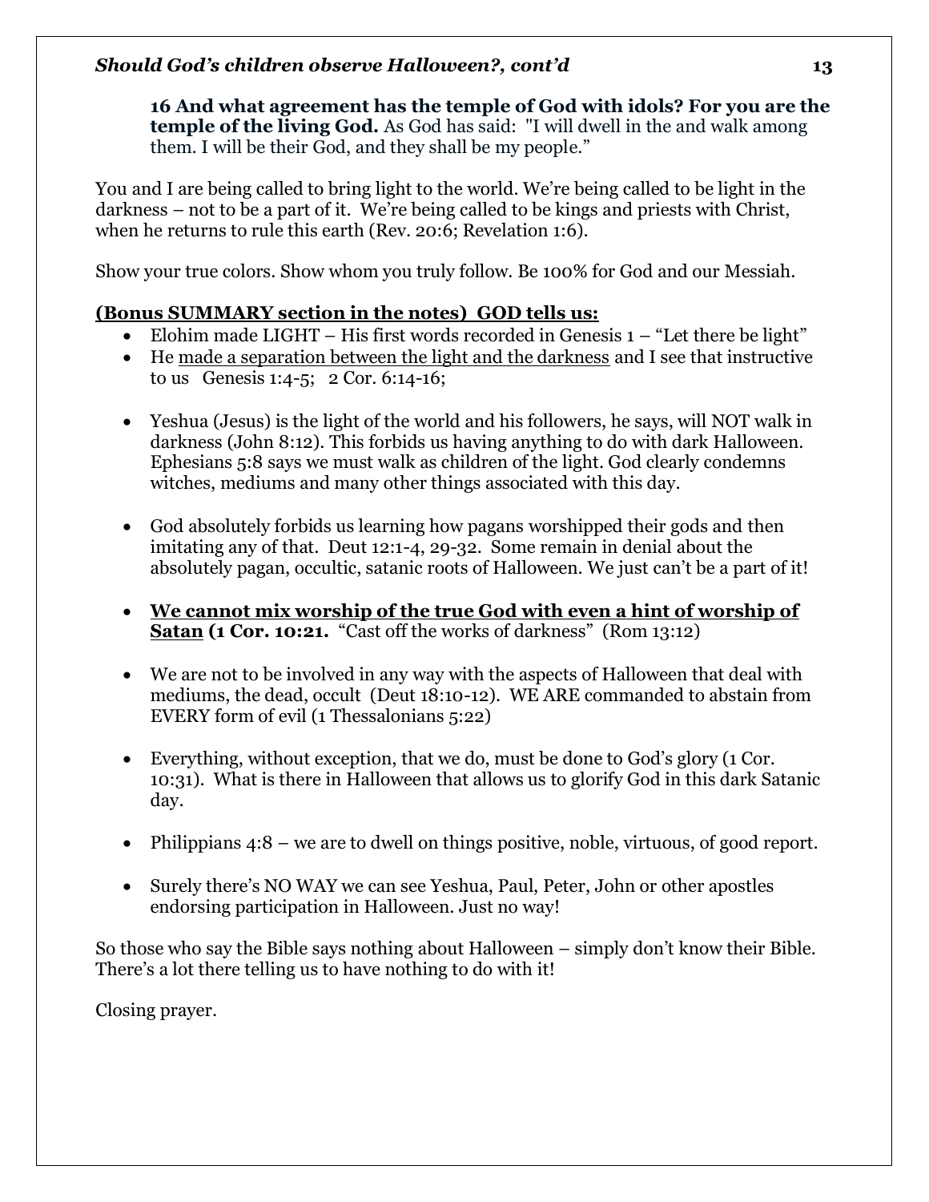**16 And what agreement has the temple of God with idols? For you are the temple of the living God.** As God has said: "I will dwell in the and walk among them. I will be their God, and they shall be my people."

You and I are being called to bring light to the world. We're being called to be light in the darkness – not to be a part of it. We're being called to be kings and priests with Christ, when he returns to rule this earth (Rev. 20:6; Revelation 1:6).

Show your true colors. Show whom you truly follow. Be 100% for God and our Messiah.

**<u>(Bonus SUMMARY section in the notes) GOD tells us:</u>**

- Elohim made LIGHT – His first words recorded in Genesis 1 – "Let there be light"
- He <u>made a separation between the light and the darkness</u> and I see that instructive to us Genesis 1:4-5; 2 Cor. 6:14-16;
- Yeshua (Jesus) is the light of the world and his followers, he says, will NOT walk in darkness (John 8:12). This forbids us having anything to do with dark Halloween. Ephesians 5:8 says we must walk as children of the light. God clearly condemns witches, mediums and many other things associated with this day.
- God absolutely forbids us learning how pagans worshipped their gods and then imitating any of that. Deut 12:1-4, 29-32. Some remain in denial about the absolutely pagan, occultic, satanic roots of Halloween. We just can't be a part of it!
- **<u>We cannot mix worship of the true God with even a hint of worship of Satan</u> (1 Cor. 10:21.** "Cast off the works of darkness" (Rom 13:12)
- We are not to be involved in any way with the aspects of Halloween that deal with mediums, the dead, occult (Deut 18:10-12). WE ARE commanded to abstain from EVERY form of evil (1 Thessalonians 5:22)
- Everything, without exception, that we do, must be done to God's glory (1 Cor. 10:31). What is there in Halloween that allows us to glorify God in this dark Satanic day.
- Philippians 4:8 – we are to dwell on things positive, noble, virtuous, of good report.
- Surely there's NO WAY we can see Yeshua, Paul, Peter, John or other apostles endorsing participation in Halloween. Just no way!

So those who say the Bible says nothing about Halloween – simply don't know their Bible. There's a lot there telling us to have nothing to do with it!

Closing prayer.